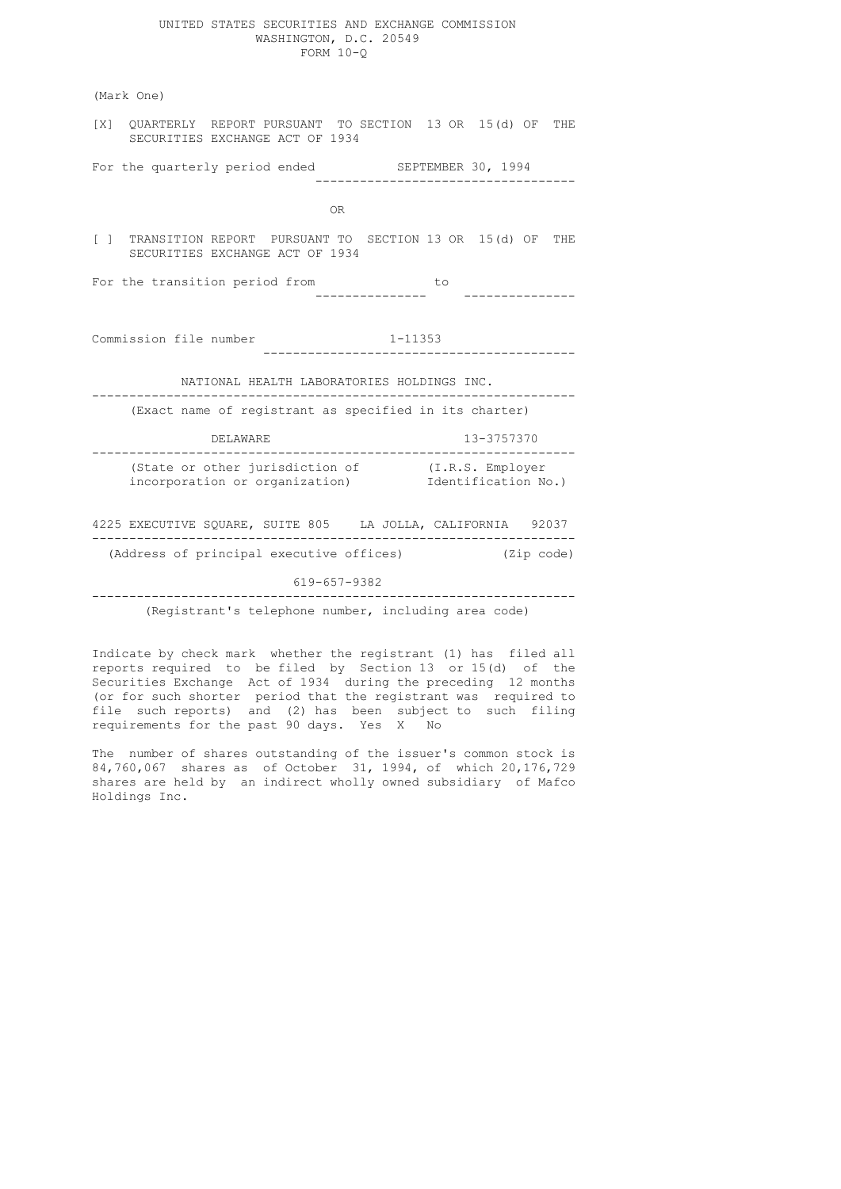UNITED STATES SECURITIES AND EXCHANGE COMMISSION
WASHINGTON, D.C. 20549
FORM 10-Q

(Mark One)

[X] QUARTERLY REPORT PURSUANT TO SECTION 13 OR 15(d) OF THE SECURITIES EXCHANGE ACT OF 1934

For the quarterly period ended SEPTEMBER 30, 1994

OR

[ ] TRANSITION REPORT PURSUANT TO SECTION 13 OR 15(d) OF THE SECURITIES EXCHANGE ACT OF 1934

For the transition period from \_\_\_\_\_\_\_\_\_\_\_\_\_\_\_ to \_\_\_\_\_\_\_\_\_\_\_\_\_\_\_

Commission file number 1-11353

NATIONAL HEALTH LABORATORIES HOLDINGS INC.

(Exact name of registrant as specified in its charter)

| DELAWARE | 13-3757370 |
|---|---|
| (State or other jurisdiction of incorporation or organization) | (I.R.S. Employer Identification No.) |

| 4225 EXECUTIVE SQUARE, SUITE 805 LA JOLLA, CALIFORNIA | 92037 |
|---|---|
| (Address of principal executive offices) | (Zip code) |

619-657-9382

(Registrant's telephone number, including area code)

Indicate by check mark whether the registrant (1) has filed all reports required to be filed by Section 13 or 15(d) of the Securities Exchange Act of 1934 during the preceding 12 months (or for such shorter period that the registrant was required to file such reports) and (2) has been subject to such filing requirements for the past 90 days. Yes X No

The number of shares outstanding of the issuer's common stock is 84,760,067 shares as of October 31, 1994, of which 20,176,729 shares are held by an indirect wholly owned subsidiary of Mafco Holdings Inc.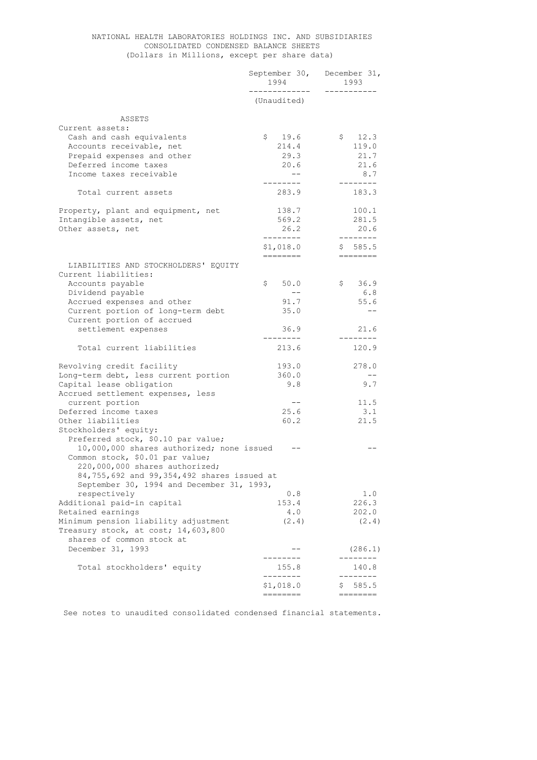NATIONAL HEALTH LABORATORIES HOLDINGS INC. AND SUBSIDIARIES
CONSOLIDATED CONDENSED BALANCE SHEETS
(Dollars in Millions, except per share data)

| | September 30, 1994 | December 31, 1993 |
|---|---|---|
| | (Unaudited) | |
| **ASSETS** | | |
| Current assets: | | |
| Cash and cash equivalents | $ 19.6 | $ 12.3 |
| Accounts receivable, net | 214.4 | 119.0 |
| Prepaid expenses and other | 29.3 | 21.7 |
| Deferred income taxes | 20.6 | 21.6 |
| Income taxes receivable | -- | 8.7 |
| Total current assets | 283.9 | 183.3 |
| Property, plant and equipment, net | 138.7 | 100.1 |
| Intangible assets, net | 569.2 | 281.5 |
| Other assets, net | 26.2 | 20.6 |
| | $1,018.0 | $ 585.5 |
| **LIABILITIES AND STOCKHOLDERS' EQUITY** | | |
| Current liabilities: | | |
| Accounts payable | $ 50.0 | $ 36.9 |
| Dividend payable | -- | 6.8 |
| Accrued expenses and other | 91.7 | 55.6 |
| Current portion of long-term debt | 35.0 | -- |
| Current portion of accrued settlement expenses | 36.9 | 21.6 |
| Total current liabilities | 213.6 | 120.9 |
| Revolving credit facility | 193.0 | 278.0 |
| Long-term debt, less current portion | 360.0 | -- |
| Capital lease obligation | 9.8 | 9.7 |
| Accrued settlement expenses, less current portion | -- | 11.5 |
| Deferred income taxes | 25.6 | 3.1 |
| Other liabilities | 60.2 | 21.5 |
| Stockholders' equity: | | |
| Preferred stock, $0.10 par value; 10,000,000 shares authorized; none issued | -- | -- |
| Common stock, $0.01 par value; 220,000,000 shares authorized; 84,755,692 and 99,354,492 shares issued at September 30, 1994 and December 31, 1993, respectively | 0.8 | 1.0 |
| Additional paid-in capital | 153.4 | 226.3 |
| Retained earnings | 4.0 | 202.0 |
| Minimum pension liability adjustment | (2.4) | (2.4) |
| Treasury stock, at cost; 14,603,800 shares of common stock at December 31, 1993 | -- | (286.1) |
| Total stockholders' equity | 155.8 | 140.8 |
| | $1,018.0 | $ 585.5 |

See notes to unaudited consolidated condensed financial statements.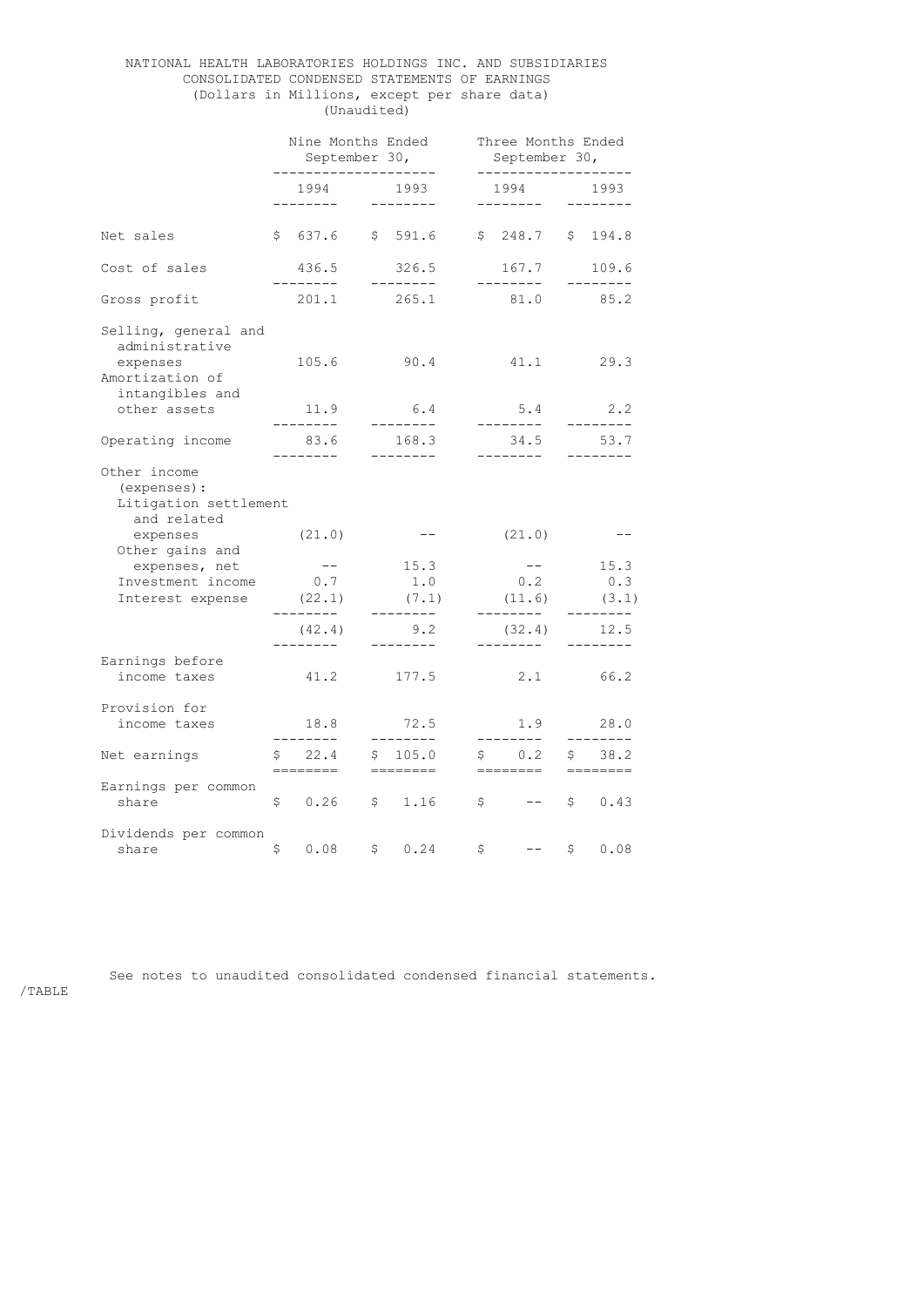NATIONAL HEALTH LABORATORIES HOLDINGS INC. AND SUBSIDIARIES
CONSOLIDATED CONDENSED STATEMENTS OF EARNINGS
(Dollars in Millions, except per share data)
(Unaudited)

| | Nine Months Ended September 30, | | Three Months Ended September 30, | |
|---|---|---|---|---|
| | 1994 | 1993 | 1994 | 1993 |
| Net sales | $ 637.6 | $ 591.6 | $ 248.7 | $ 194.8 |
| Cost of sales | 436.5 | 326.5 | 167.7 | 109.6 |
| Gross profit | 201.1 | 265.1 | 81.0 | 85.2 |
| Selling, general and administrative expenses | 105.6 | 90.4 | 41.1 | 29.3 |
| Amortization of intangibles and other assets | 11.9 | 6.4 | 5.4 | 2.2 |
| Operating income | 83.6 | 168.3 | 34.5 | 53.7 |
| Other income (expenses): | | | | |
| Litigation settlement and related expenses | (21.0) | -- | (21.0) | -- |
| Other gains and expenses, net | -- | 15.3 | -- | 15.3 |
| Investment income | 0.7 | 1.0 | 0.2 | 0.3 |
| Interest expense | (22.1) | (7.1) | (11.6) | (3.1) |
| | (42.4) | 9.2 | (32.4) | 12.5 |
| Earnings before income taxes | 41.2 | 177.5 | 2.1 | 66.2 |
| Provision for income taxes | 18.8 | 72.5 | 1.9 | 28.0 |
| Net earnings | $ 22.4 | $ 105.0 | $ 0.2 | $ 38.2 |
| Earnings per common share | $ 0.26 | $ 1.16 | $ -- | $ 0.43 |
| Dividends per common share | $ 0.08 | $ 0.24 | $ -- | $ 0.08 |

See notes to unaudited consolidated condensed financial statements.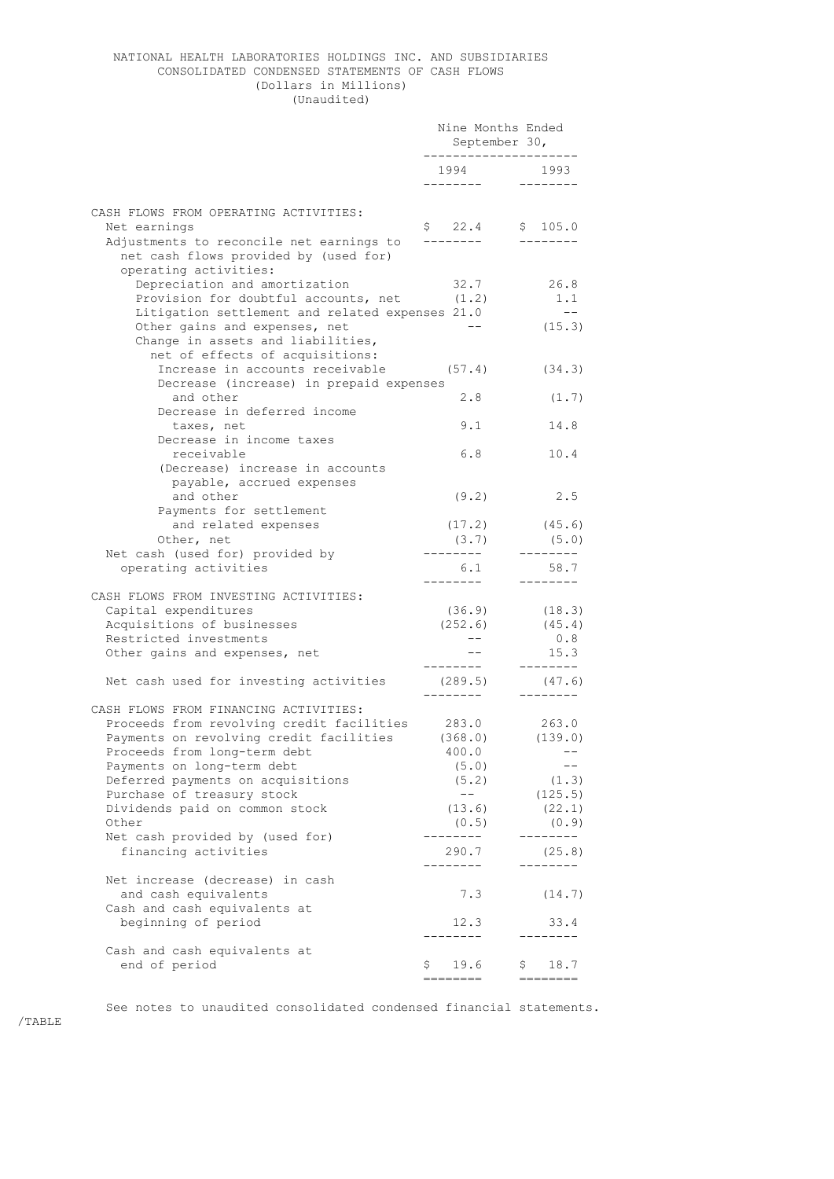NATIONAL HEALTH LABORATORIES HOLDINGS INC. AND SUBSIDIARIES
CONSOLIDATED CONDENSED STATEMENTS OF CASH FLOWS
(Dollars in Millions)
(Unaudited)

| | Nine Months Ended September 30, | |
|---|---|---|
| | 1994 | 1993 |
| CASH FLOWS FROM OPERATING ACTIVITIES: | | |
| Net earnings | $ 22.4 | $ 105.0 |
| Adjustments to reconcile net earnings to net cash flows provided by (used for) operating activities: | | |
| Depreciation and amortization | 32.7 | 26.8 |
| Provision for doubtful accounts, net | (1.2) | 1.1 |
| Litigation settlement and related expenses | 21.0 | -- |
| Other gains and expenses, net | -- | (15.3) |
| Change in assets and liabilities, net of effects of acquisitions: | | |
| Increase in accounts receivable | (57.4) | (34.3) |
| Decrease (increase) in prepaid expenses and other | 2.8 | (1.7) |
| Decrease in deferred income taxes, net | 9.1 | 14.8 |
| Decrease in income taxes receivable | 6.8 | 10.4 |
| (Decrease) increase in accounts payable, accrued expenses and other | (9.2) | 2.5 |
| Payments for settlement and related expenses | (17.2) | (45.6) |
| Other, net | (3.7) | (5.0) |
| Net cash (used for) provided by operating activities | 6.1 | 58.7 |
| CASH FLOWS FROM INVESTING ACTIVITIES: | | |
| Capital expenditures | (36.9) | (18.3) |
| Acquisitions of businesses | (252.6) | (45.4) |
| Restricted investments | -- | 0.8 |
| Other gains and expenses, net | -- | 15.3 |
| Net cash used for investing activities | (289.5) | (47.6) |
| CASH FLOWS FROM FINANCING ACTIVITIES: | | |
| Proceeds from revolving credit facilities | 283.0 | 263.0 |
| Payments on revolving credit facilities | (368.0) | (139.0) |
| Proceeds from long-term debt | 400.0 | -- |
| Payments on long-term debt | (5.0) | -- |
| Deferred payments on acquisitions | (5.2) | (1.3) |
| Purchase of treasury stock | -- | (125.5) |
| Dividends paid on common stock | (13.6) | (22.1) |
| Other | (0.5) | (0.9) |
| Net cash provided by (used for) financing activities | 290.7 | (25.8) |
| Net increase (decrease) in cash and cash equivalents | 7.3 | (14.7) |
| Cash and cash equivalents at beginning of period | 12.3 | 33.4 |
| Cash and cash equivalents at end of period | $ 19.6 | $ 18.7 |

See notes to unaudited consolidated condensed financial statements.

/TABLE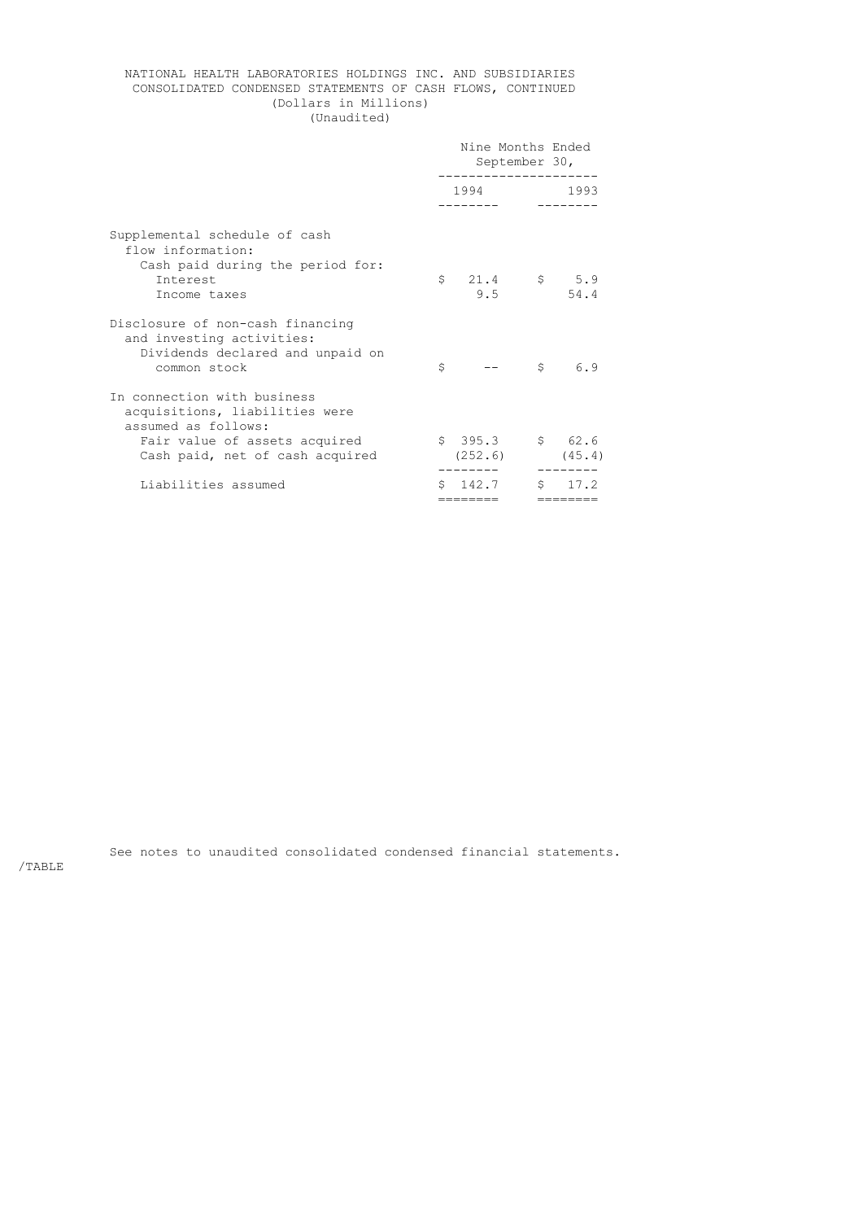NATIONAL HEALTH LABORATORIES HOLDINGS INC. AND SUBSIDIARIES
CONSOLIDATED CONDENSED STATEMENTS OF CASH FLOWS, CONTINUED
(Dollars in Millions)
(Unaudited)

| | Nine Months Ended September 30, | |
|---|---|---|
| | 1994 | 1993 |
| Supplemental schedule of cash flow information: | | |
| Cash paid during the period for: | | |
| Interest | $ 21.4 | $ 5.9 |
| Income taxes | 9.5 | 54.4 |
| Disclosure of non-cash financing and investing activities: | | |
| Dividends declared and unpaid on common stock | $ -- | $ 6.9 |
| In connection with business acquisitions, liabilities were assumed as follows: | | |
| Fair value of assets acquired | $ 395.3 | $ 62.6 |
| Cash paid, net of cash acquired | (252.6) | (45.4) |
| Liabilities assumed | $ 142.7 | $ 17.2 |

See notes to unaudited consolidated condensed financial statements.

/TABLE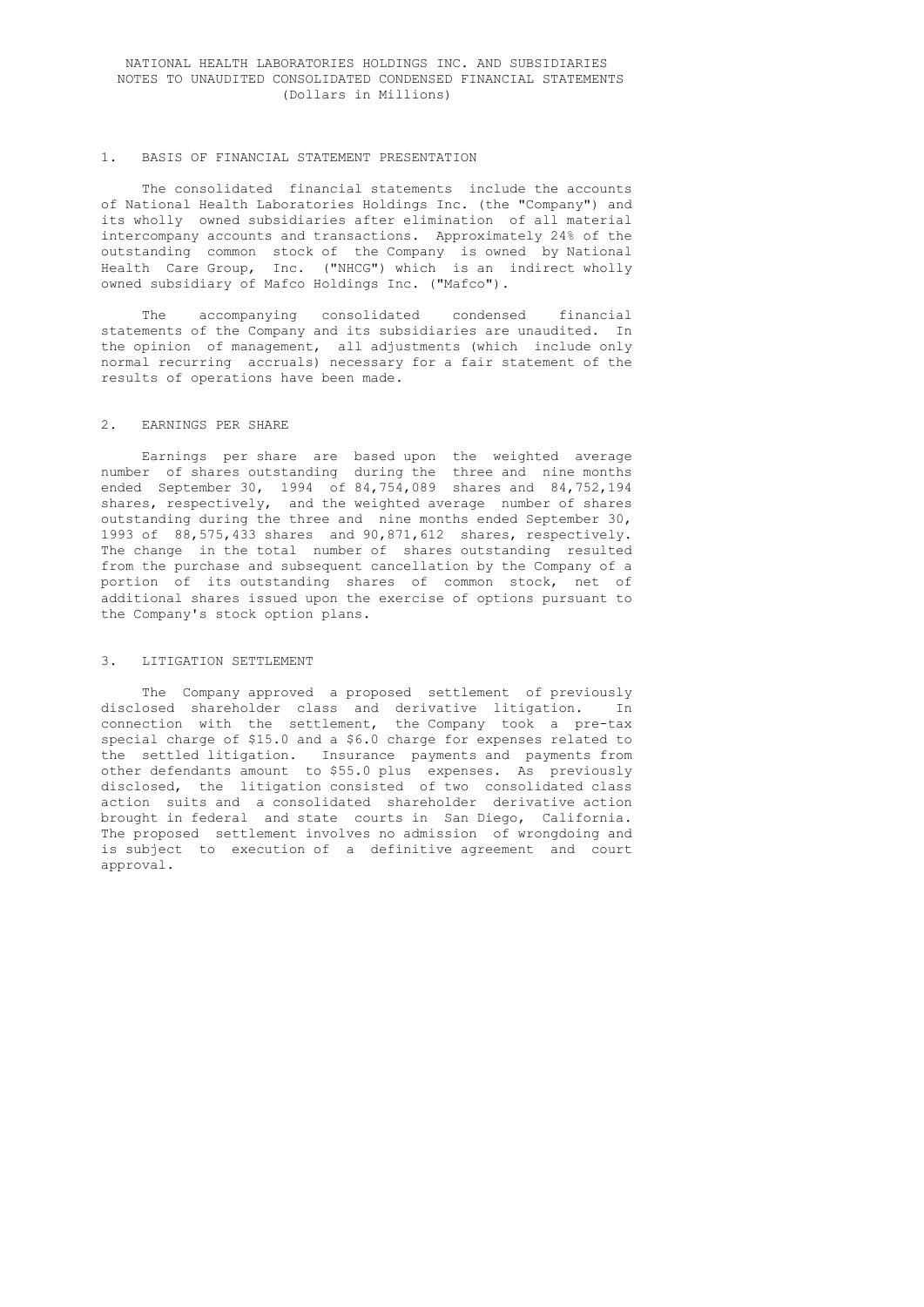# NATIONAL HEALTH LABORATORIES HOLDINGS INC. AND SUBSIDIARIES
## NOTES TO UNAUDITED CONSOLIDATED CONDENSED FINANCIAL STATEMENTS
### (Dollars in Millions)

1. BASIS OF FINANCIAL STATEMENT PRESENTATION

The consolidated financial statements include the accounts of National Health Laboratories Holdings Inc. (the "Company") and its wholly owned subsidiaries after elimination of all material intercompany accounts and transactions. Approximately 24% of the outstanding common stock of the Company is owned by National Health Care Group, Inc. ("NHCG") which is an indirect wholly owned subsidiary of Mafco Holdings Inc. ("Mafco").

The accompanying consolidated condensed financial statements of the Company and its subsidiaries are unaudited. In the opinion of management, all adjustments (which include only normal recurring accruals) necessary for a fair statement of the results of operations have been made.

2. EARNINGS PER SHARE

Earnings per share are based upon the weighted average number of shares outstanding during the three and nine months ended September 30, 1994 of 84,754,089 shares and 84,752,194 shares, respectively, and the weighted average number of shares outstanding during the three and nine months ended September 30, 1993 of 88,575,433 shares and 90,871,612 shares, respectively. The change in the total number of shares outstanding resulted from the purchase and subsequent cancellation by the Company of a portion of its outstanding shares of common stock, net of additional shares issued upon the exercise of options pursuant to the Company's stock option plans.

3. LITIGATION SETTLEMENT

The Company approved a proposed settlement of previously disclosed shareholder class and derivative litigation. In connection with the settlement, the Company took a pre-tax special charge of $15.0 and a $6.0 charge for expenses related to the settled litigation. Insurance payments and payments from other defendants amount to $55.0 plus expenses. As previously disclosed, the litigation consisted of two consolidated class action suits and a consolidated shareholder derivative action brought in federal and state courts in San Diego, California. The proposed settlement involves no admission of wrongdoing and is subject to execution of a definitive agreement and court approval.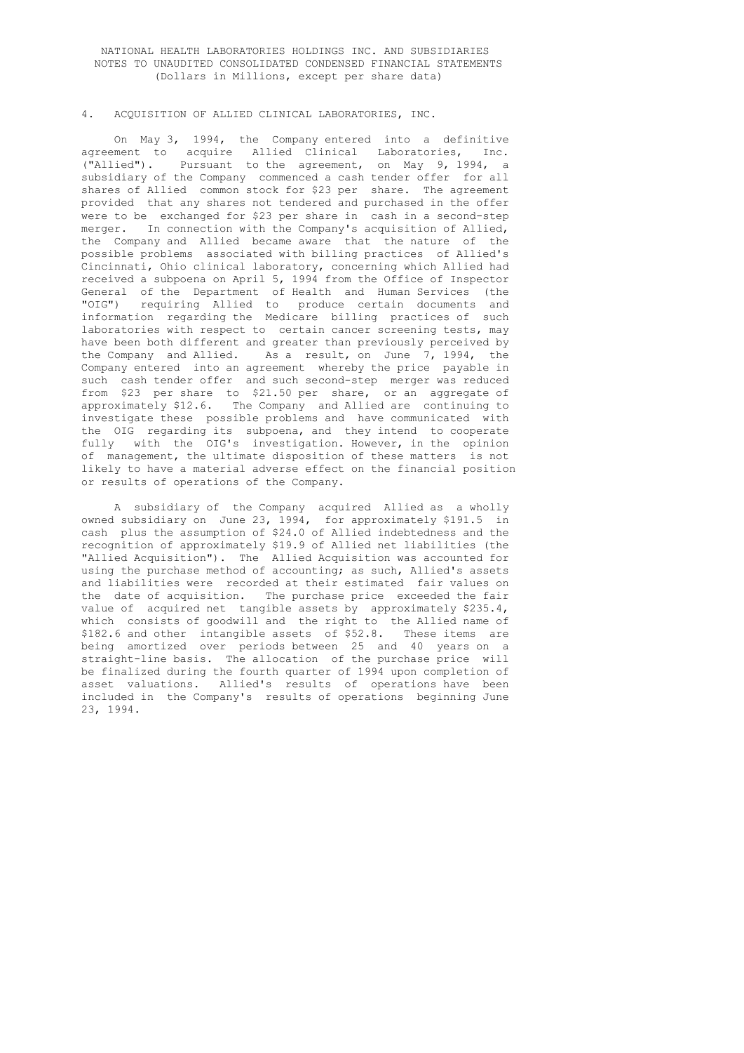NATIONAL HEALTH LABORATORIES HOLDINGS INC. AND SUBSIDIARIES
NOTES TO UNAUDITED CONSOLIDATED CONDENSED FINANCIAL STATEMENTS
(Dollars in Millions, except per share data)

4. ACQUISITION OF ALLIED CLINICAL LABORATORIES, INC.

On May 3, 1994, the Company entered into a definitive agreement to acquire Allied Clinical Laboratories, Inc. ("Allied"). Pursuant to the agreement, on May 9, 1994, a subsidiary of the Company commenced a cash tender offer for all shares of Allied common stock for $23 per share. The agreement provided that any shares not tendered and purchased in the offer were to be exchanged for $23 per share in cash in a second-step merger. In connection with the Company's acquisition of Allied, the Company and Allied became aware that the nature of the possible problems associated with billing practices of Allied's Cincinnati, Ohio clinical laboratory, concerning which Allied had received a subpoena on April 5, 1994 from the Office of Inspector General of the Department of Health and Human Services (the "OIG") requiring Allied to produce certain documents and information regarding the Medicare billing practices of such laboratories with respect to certain cancer screening tests, may have been both different and greater than previously perceived by the Company and Allied. As a result, on June 7, 1994, the Company entered into an agreement whereby the price payable in such cash tender offer and such second-step merger was reduced from $23 per share to $21.50 per share, or an aggregate of approximately $12.6. The Company and Allied are continuing to investigate these possible problems and have communicated with the OIG regarding its subpoena, and they intend to cooperate fully with the OIG's investigation. However, in the opinion of management, the ultimate disposition of these matters is not likely to have a material adverse effect on the financial position or results of operations of the Company.

A subsidiary of the Company acquired Allied as a wholly owned subsidiary on June 23, 1994, for approximately $191.5 in cash plus the assumption of $24.0 of Allied indebtedness and the recognition of approximately $19.9 of Allied net liabilities (the "Allied Acquisition"). The Allied Acquisition was accounted for using the purchase method of accounting; as such, Allied's assets and liabilities were recorded at their estimated fair values on the date of acquisition. The purchase price exceeded the fair value of acquired net tangible assets by approximately $235.4, which consists of goodwill and the right to the Allied name of $182.6 and other intangible assets of $52.8. These items are being amortized over periods between 25 and 40 years on a straight-line basis. The allocation of the purchase price will be finalized during the fourth quarter of 1994 upon completion of asset valuations. Allied's results of operations have been included in the Company's results of operations beginning June 23, 1994.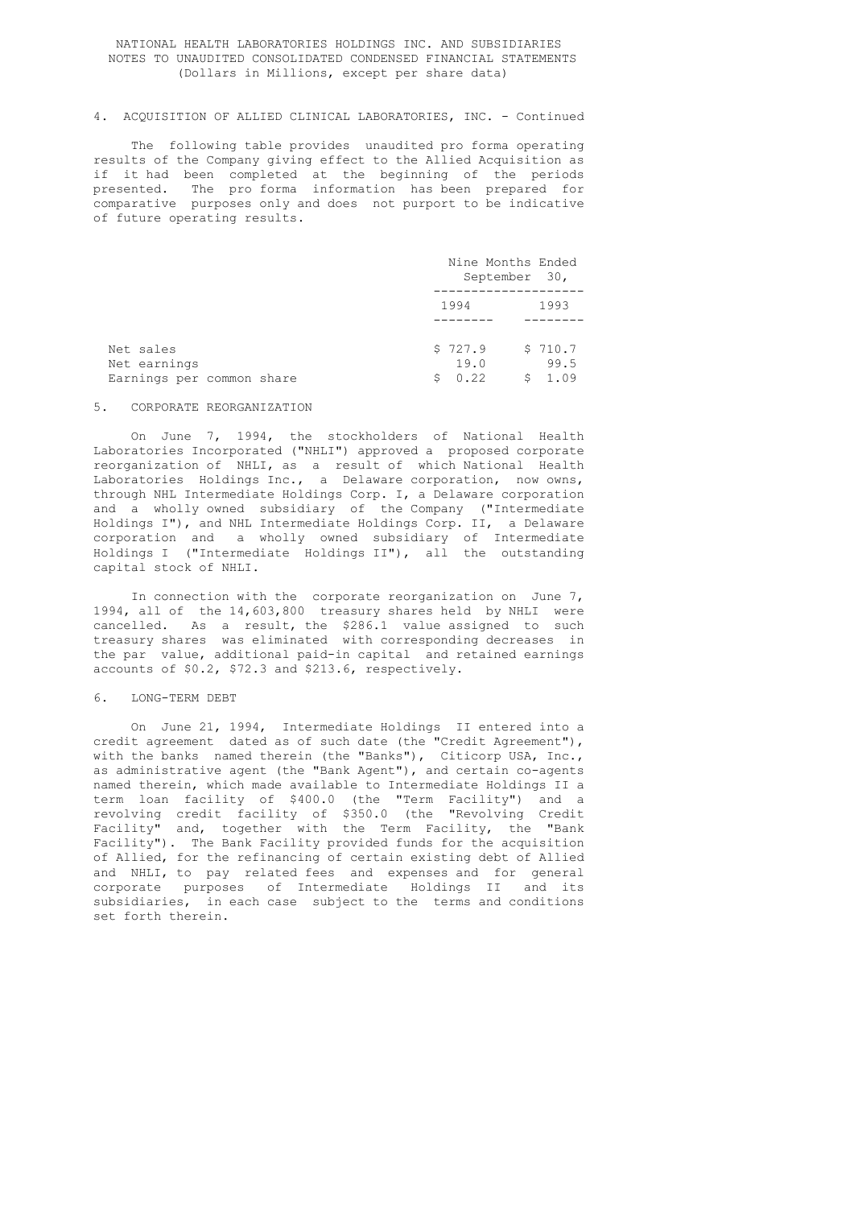NATIONAL HEALTH LABORATORIES HOLDINGS INC. AND SUBSIDIARIES
NOTES TO UNAUDITED CONSOLIDATED CONDENSED FINANCIAL STATEMENTS
(Dollars in Millions, except per share data)

4. ACQUISITION OF ALLIED CLINICAL LABORATORIES, INC. - Continued

The following table provides unaudited pro forma operating results of the Company giving effect to the Allied Acquisition as if it had been completed at the beginning of the periods presented. The pro forma information has been prepared for comparative purposes only and does not purport to be indicative of future operating results.

| | Nine Months Ended September 30, | |
|---|---|---|
| | 1994 | 1993 |
| Net sales | $ 727.9 | $ 710.7 |
| Net earnings | 19.0 | 99.5 |
| Earnings per common share | $ 0.22 | $ 1.09 |

5. CORPORATE REORGANIZATION

On June 7, 1994, the stockholders of National Health Laboratories Incorporated ("NHLI") approved a proposed corporate reorganization of NHLI, as a result of which National Health Laboratories Holdings Inc., a Delaware corporation, now owns, through NHL Intermediate Holdings Corp. I, a Delaware corporation and a wholly owned subsidiary of the Company ("Intermediate Holdings I"), and NHL Intermediate Holdings Corp. II, a Delaware corporation and a wholly owned subsidiary of Intermediate Holdings I ("Intermediate Holdings II"), all the outstanding capital stock of NHLI.

In connection with the corporate reorganization on June 7, 1994, all of the 14,603,800 treasury shares held by NHLI were cancelled. As a result, the $286.1 value assigned to such treasury shares was eliminated with corresponding decreases in the par value, additional paid-in capital and retained earnings accounts of $0.2, $72.3 and $213.6, respectively.

6. LONG-TERM DEBT

On June 21, 1994, Intermediate Holdings II entered into a credit agreement dated as of such date (the "Credit Agreement"), with the banks named therein (the "Banks"), Citicorp USA, Inc., as administrative agent (the "Bank Agent"), and certain co-agents named therein, which made available to Intermediate Holdings II a term loan facility of $400.0 (the "Term Facility") and a revolving credit facility of $350.0 (the "Revolving Credit Facility" and, together with the Term Facility, the "Bank Facility"). The Bank Facility provided funds for the acquisition of Allied, for the refinancing of certain existing debt of Allied and NHLI, to pay related fees and expenses and for general corporate purposes of Intermediate Holdings II and its subsidiaries, in each case subject to the terms and conditions set forth therein.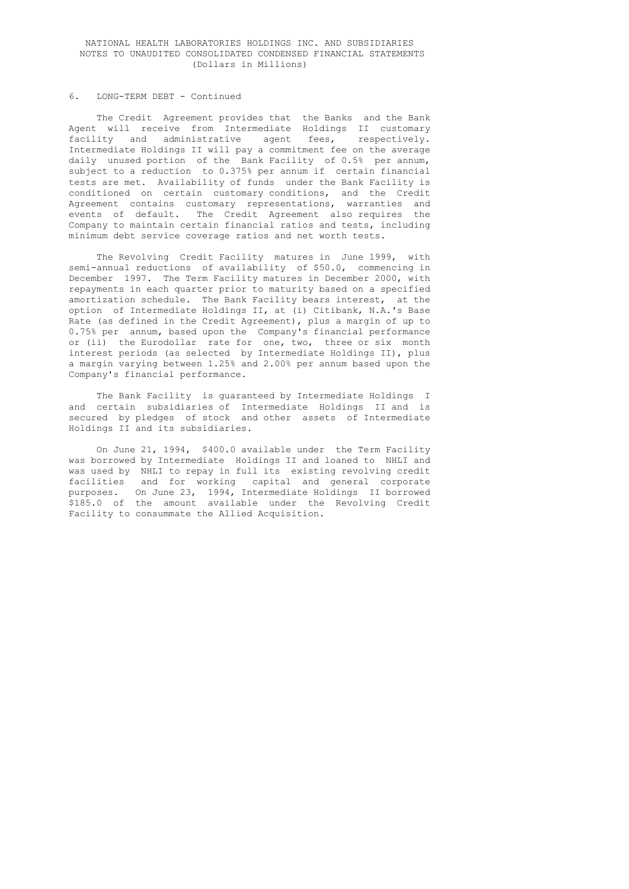NATIONAL HEALTH LABORATORIES HOLDINGS INC. AND SUBSIDIARIES
NOTES TO UNAUDITED CONSOLIDATED CONDENSED FINANCIAL STATEMENTS
(Dollars in Millions)

6. LONG-TERM DEBT - Continued

The Credit Agreement provides that the Banks and the Bank Agent will receive from Intermediate Holdings II customary facility and administrative agent fees, respectively. Intermediate Holdings II will pay a commitment fee on the average daily unused portion of the Bank Facility of 0.5% per annum, subject to a reduction to 0.375% per annum if certain financial tests are met. Availability of funds under the Bank Facility is conditioned on certain customary conditions, and the Credit Agreement contains customary representations, warranties and events of default. The Credit Agreement also requires the Company to maintain certain financial ratios and tests, including minimum debt service coverage ratios and net worth tests.

The Revolving Credit Facility matures in June 1999, with semi-annual reductions of availability of $50.0, commencing in December 1997. The Term Facility matures in December 2000, with repayments in each quarter prior to maturity based on a specified amortization schedule. The Bank Facility bears interest, at the option of Intermediate Holdings II, at (i) Citibank, N.A.'s Base Rate (as defined in the Credit Agreement), plus a margin of up to 0.75% per annum, based upon the Company's financial performance or (ii) the Eurodollar rate for one, two, three or six month interest periods (as selected by Intermediate Holdings II), plus a margin varying between 1.25% and 2.00% per annum based upon the Company's financial performance.

The Bank Facility is guaranteed by Intermediate Holdings I and certain subsidiaries of Intermediate Holdings II and is secured by pledges of stock and other assets of Intermediate Holdings II and its subsidiaries.

On June 21, 1994, $400.0 available under the Term Facility was borrowed by Intermediate Holdings II and loaned to NHLI and was used by NHLI to repay in full its existing revolving credit facilities and for working capital and general corporate purposes. On June 23, 1994, Intermediate Holdings II borrowed $185.0 of the amount available under the Revolving Credit Facility to consummate the Allied Acquisition.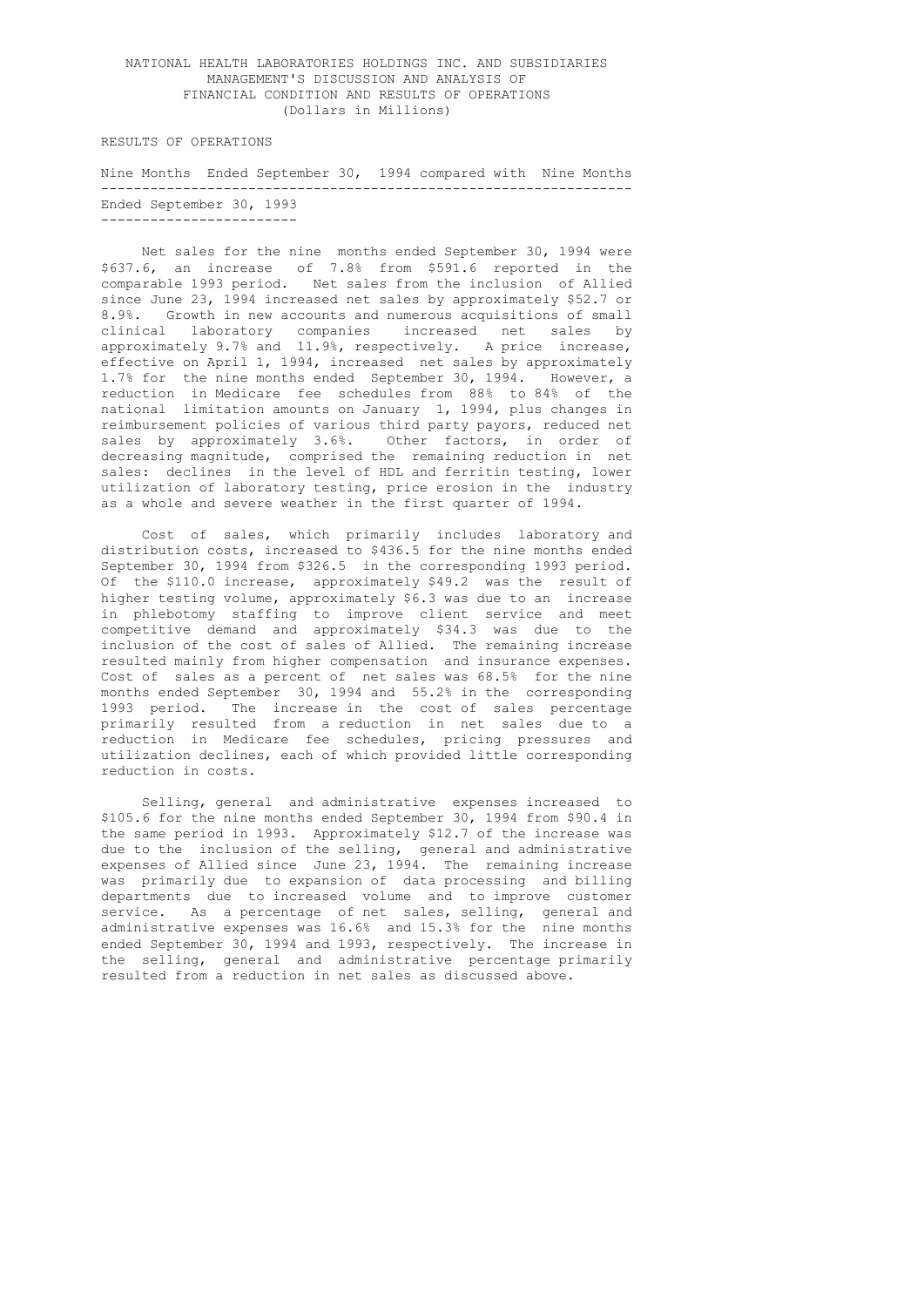NATIONAL HEALTH LABORATORIES HOLDINGS INC. AND SUBSIDIARIES
MANAGEMENT'S DISCUSSION AND ANALYSIS OF
FINANCIAL CONDITION AND RESULTS OF OPERATIONS
(Dollars in Millions)

RESULTS OF OPERATIONS

Nine Months Ended September 30, 1994 compared with Nine Months Ended September 30, 1993

Net sales for the nine months ended September 30, 1994 were \$637.6, an increase of 7.8% from \$591.6 reported in the comparable 1993 period. Net sales from the inclusion of Allied since June 23, 1994 increased net sales by approximately \$52.7 or 8.9%. Growth in new accounts and numerous acquisitions of small clinical laboratory companies increased net sales by approximately 9.7% and 11.9%, respectively. A price increase, effective on April 1, 1994, increased net sales by approximately 1.7% for the nine months ended September 30, 1994. However, a reduction in Medicare fee schedules from 88% to 84% of the national limitation amounts on January 1, 1994, plus changes in reimbursement policies of various third party payors, reduced net sales by approximately 3.6%. Other factors, in order of decreasing magnitude, comprised the remaining reduction in net sales: declines in the level of HDL and ferritin testing, lower utilization of laboratory testing, price erosion in the industry as a whole and severe weather in the first quarter of 1994.

Cost of sales, which primarily includes laboratory and distribution costs, increased to \$436.5 for the nine months ended September 30, 1994 from \$326.5 in the corresponding 1993 period. Of the \$110.0 increase, approximately \$49.2 was the result of higher testing volume, approximately \$6.3 was due to an increase in phlebotomy staffing to improve client service and meet competitive demand and approximately \$34.3 was due to the inclusion of the cost of sales of Allied. The remaining increase resulted mainly from higher compensation and insurance expenses. Cost of sales as a percent of net sales was 68.5% for the nine months ended September 30, 1994 and 55.2% in the corresponding 1993 period. The increase in the cost of sales percentage primarily resulted from a reduction in net sales due to a reduction in Medicare fee schedules, pricing pressures and utilization declines, each of which provided little corresponding reduction in costs.

Selling, general and administrative expenses increased to \$105.6 for the nine months ended September 30, 1994 from \$90.4 in the same period in 1993. Approximately \$12.7 of the increase was due to the inclusion of the selling, general and administrative expenses of Allied since June 23, 1994. The remaining increase was primarily due to expansion of data processing and billing departments due to increased volume and to improve customer service. As a percentage of net sales, selling, general and administrative expenses was 16.6% and 15.3% for the nine months ended September 30, 1994 and 1993, respectively. The increase in the selling, general and administrative percentage primarily resulted from a reduction in net sales as discussed above.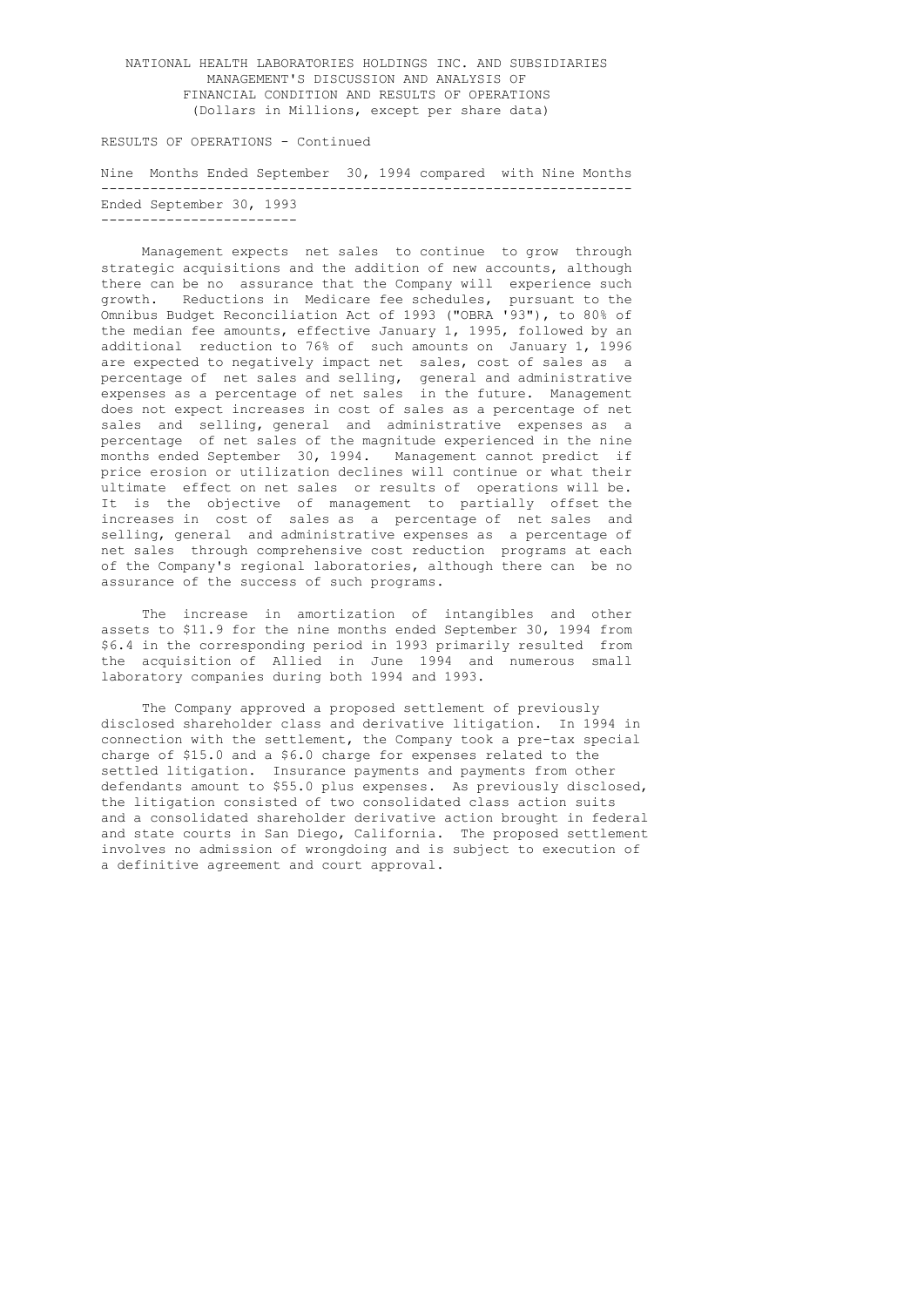NATIONAL HEALTH LABORATORIES HOLDINGS INC. AND SUBSIDIARIES
MANAGEMENT'S DISCUSSION AND ANALYSIS OF
FINANCIAL CONDITION AND RESULTS OF OPERATIONS
(Dollars in Millions, except per share data)

RESULTS OF OPERATIONS - Continued

**Nine Months Ended September 30, 1994 compared with Nine Months Ended September 30, 1993**

Management expects net sales to continue to grow through strategic acquisitions and the addition of new accounts, although there can be no assurance that the Company will experience such growth. Reductions in Medicare fee schedules, pursuant to the Omnibus Budget Reconciliation Act of 1993 ("OBRA '93"), to 80% of the median fee amounts, effective January 1, 1995, followed by an additional reduction to 76% of such amounts on January 1, 1996 are expected to negatively impact net sales, cost of sales as a percentage of net sales and selling, general and administrative expenses as a percentage of net sales in the future. Management does not expect increases in cost of sales as a percentage of net sales and selling, general and administrative expenses as a percentage of net sales of the magnitude experienced in the nine months ended September 30, 1994. Management cannot predict if price erosion or utilization declines will continue or what their ultimate effect on net sales or results of operations will be. It is the objective of management to partially offset the increases in cost of sales as a percentage of net sales and selling, general and administrative expenses as a percentage of net sales through comprehensive cost reduction programs at each of the Company's regional laboratories, although there can be no assurance of the success of such programs.

The increase in amortization of intangibles and other assets to $11.9 for the nine months ended September 30, 1994 from $6.4 in the corresponding period in 1993 primarily resulted from the acquisition of Allied in June 1994 and numerous small laboratory companies during both 1994 and 1993.

The Company approved a proposed settlement of previously disclosed shareholder class and derivative litigation. In 1994 in connection with the settlement, the Company took a pre-tax special charge of $15.0 and a $6.0 charge for expenses related to the settled litigation. Insurance payments and payments from other defendants amount to $55.0 plus expenses. As previously disclosed, the litigation consisted of two consolidated class action suits and a consolidated shareholder derivative action brought in federal and state courts in San Diego, California. The proposed settlement involves no admission of wrongdoing and is subject to execution of a definitive agreement and court approval.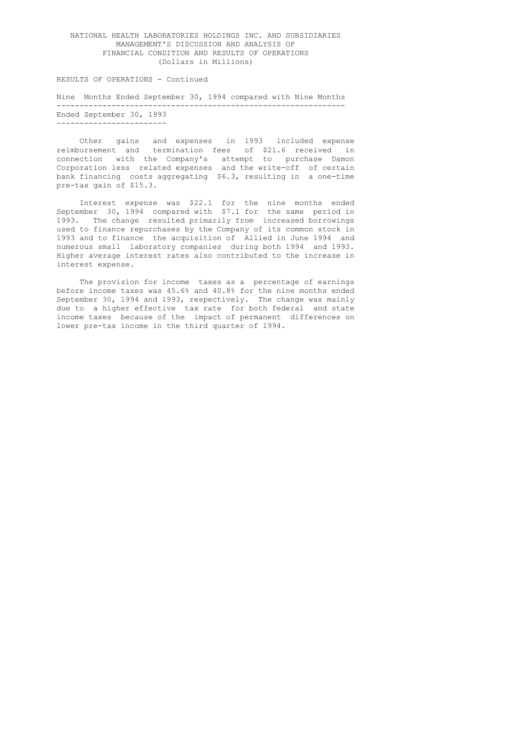# NATIONAL HEALTH LABORATORIES HOLDINGS INC. AND SUBSIDIARIES
## MANAGEMENT'S DISCUSSION AND ANALYSIS OF FINANCIAL CONDITION AND RESULTS OF OPERATIONS
(Dollars in Millions)

RESULTS OF OPERATIONS - Continued

**Nine Months Ended September 30, 1994 compared with Nine Months Ended September 30, 1993**

Other gains and expenses in 1993 included expense reimbursement and termination fees of $21.6 received in connection with the Company's attempt to purchase Damon Corporation less related expenses and the write-off of certain bank financing costs aggregating $6.3, resulting in a one-time pre-tax gain of $15.3.

Interest expense was $22.1 for the nine months ended September 30, 1994 compared with $7.1 for the same period in 1993. The change resulted primarily from increased borrowings used to finance repurchases by the Company of its common stock in 1993 and to finance the acquisition of Allied in June 1994 and numerous small laboratory companies during both 1994 and 1993. Higher average interest rates also contributed to the increase in interest expense.

The provision for income taxes as a percentage of earnings before income taxes was 45.6% and 40.8% for the nine months ended September 30, 1994 and 1993, respectively. The change was mainly due to a higher effective tax rate for both federal and state income taxes because of the impact of permanent differences on lower pre-tax income in the third quarter of 1994.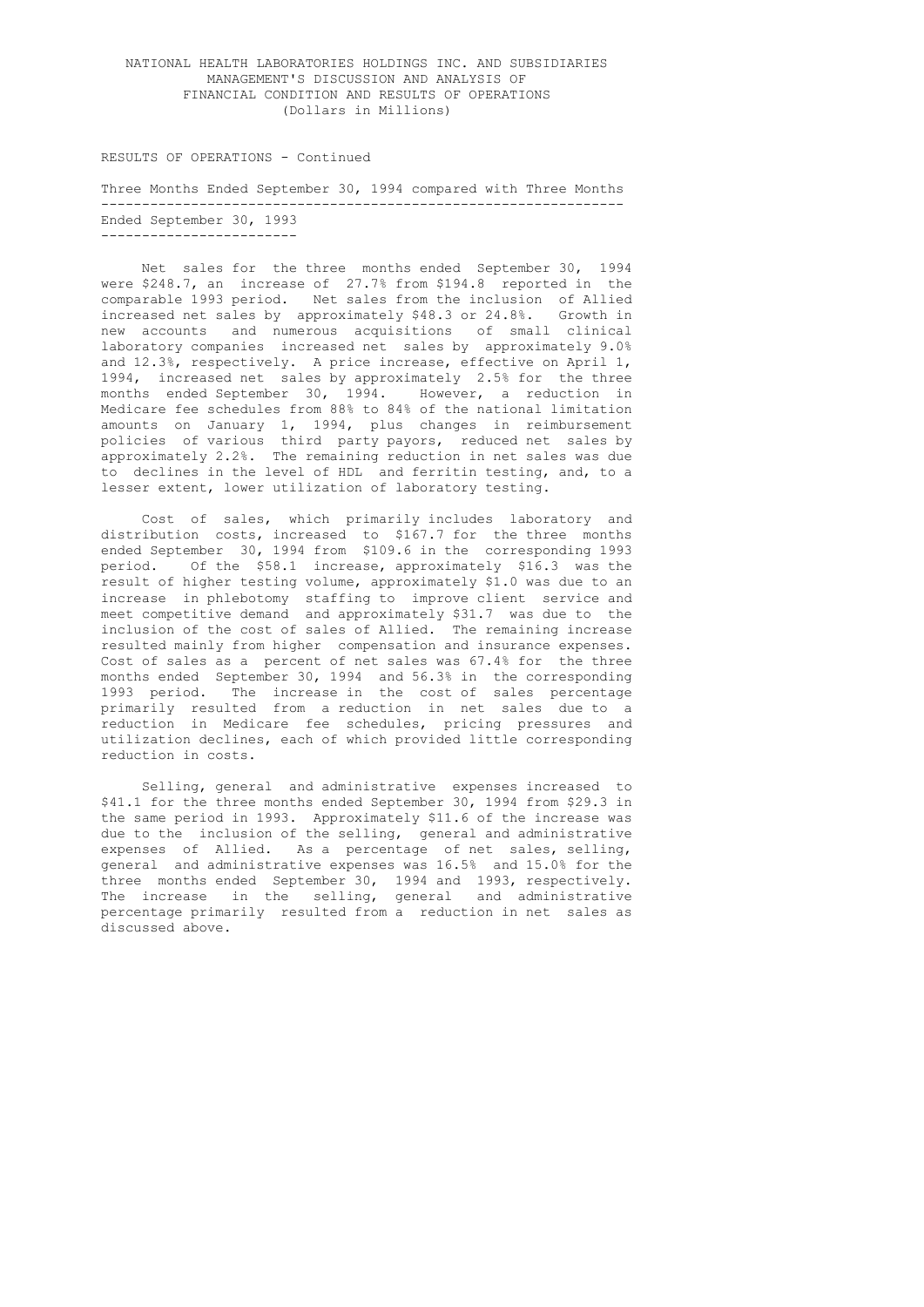NATIONAL HEALTH LABORATORIES HOLDINGS INC. AND SUBSIDIARIES
MANAGEMENT'S DISCUSSION AND ANALYSIS OF
FINANCIAL CONDITION AND RESULTS OF OPERATIONS
(Dollars in Millions)

RESULTS OF OPERATIONS - Continued

## Three Months Ended September 30, 1994 compared with Three Months Ended September 30, 1993

Net sales for the three months ended September 30, 1994 were $248.7, an increase of 27.7% from $194.8 reported in the comparable 1993 period. Net sales from the inclusion of Allied increased net sales by approximately $48.3 or 24.8%. Growth in new accounts and numerous acquisitions of small clinical laboratory companies increased net sales by approximately 9.0% and 12.3%, respectively. A price increase, effective on April 1, 1994, increased net sales by approximately 2.5% for the three months ended September 30, 1994. However, a reduction in Medicare fee schedules from 88% to 84% of the national limitation amounts on January 1, 1994, plus changes in reimbursement policies of various third party payors, reduced net sales by approximately 2.2%. The remaining reduction in net sales was due to declines in the level of HDL and ferritin testing, and, to a lesser extent, lower utilization of laboratory testing.

Cost of sales, which primarily includes laboratory and distribution costs, increased to $167.7 for the three months ended September 30, 1994 from $109.6 in the corresponding 1993 period. Of the $58.1 increase, approximately $16.3 was the result of higher testing volume, approximately $1.0 was due to an increase in phlebotomy staffing to improve client service and meet competitive demand and approximately $31.7 was due to the inclusion of the cost of sales of Allied. The remaining increase resulted mainly from higher compensation and insurance expenses. Cost of sales as a percent of net sales was 67.4% for the three months ended September 30, 1994 and 56.3% in the corresponding 1993 period. The increase in the cost of sales percentage primarily resulted from a reduction in net sales due to a reduction in Medicare fee schedules, pricing pressures and utilization declines, each of which provided little corresponding reduction in costs.

Selling, general and administrative expenses increased to $41.1 for the three months ended September 30, 1994 from $29.3 in the same period in 1993. Approximately $11.6 of the increase was due to the inclusion of the selling, general and administrative expenses of Allied. As a percentage of net sales, selling, general and administrative expenses was 16.5% and 15.0% for the three months ended September 30, 1994 and 1993, respectively. The increase in the selling, general and administrative percentage primarily resulted from a reduction in net sales as discussed above.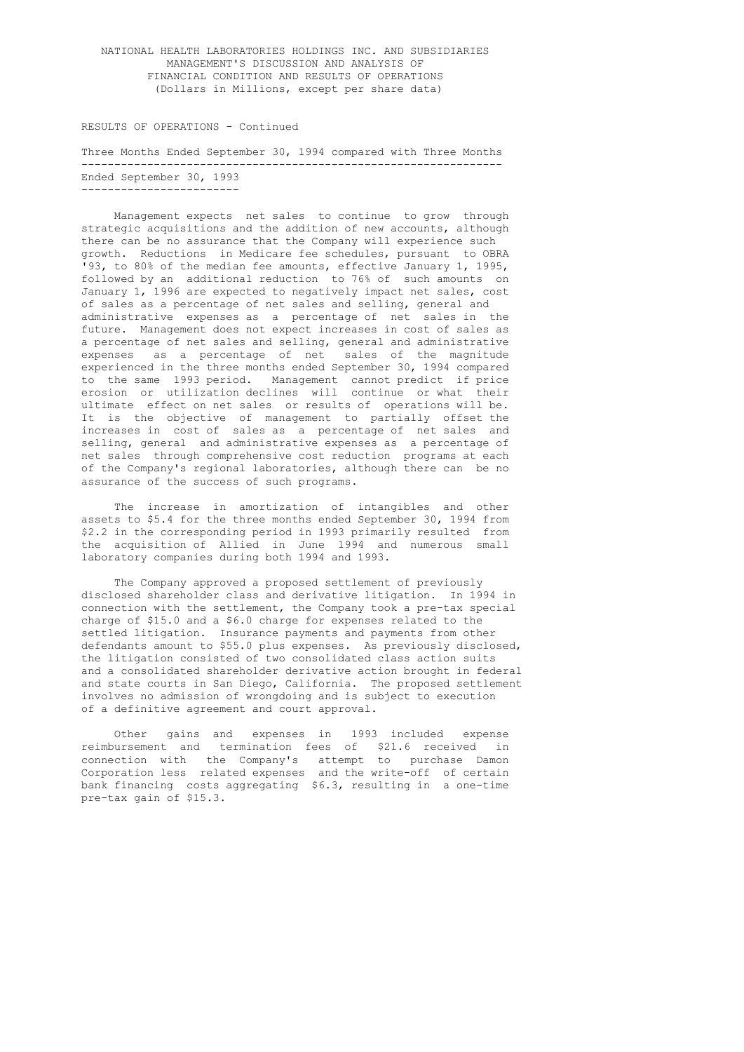NATIONAL HEALTH LABORATORIES HOLDINGS INC. AND SUBSIDIARIES
MANAGEMENT'S DISCUSSION AND ANALYSIS OF
FINANCIAL CONDITION AND RESULTS OF OPERATIONS
(Dollars in Millions, except per share data)

RESULTS OF OPERATIONS - Continued

Three Months Ended September 30, 1994 compared with Three Months Ended September 30, 1993

Management expects net sales to continue to grow through strategic acquisitions and the addition of new accounts, although there can be no assurance that the Company will experience such growth. Reductions in Medicare fee schedules, pursuant to OBRA '93, to 80% of the median fee amounts, effective January 1, 1995, followed by an additional reduction to 76% of such amounts on January 1, 1996 are expected to negatively impact net sales, cost of sales as a percentage of net sales and selling, general and administrative expenses as a percentage of net sales in the future. Management does not expect increases in cost of sales as a percentage of net sales and selling, general and administrative expenses as a percentage of net sales of the magnitude experienced in the three months ended September 30, 1994 compared to the same 1993 period. Management cannot predict if price erosion or utilization declines will continue or what their ultimate effect on net sales or results of operations will be. It is the objective of management to partially offset the increases in cost of sales as a percentage of net sales and selling, general and administrative expenses as a percentage of net sales through comprehensive cost reduction programs at each of the Company's regional laboratories, although there can be no assurance of the success of such programs.

The increase in amortization of intangibles and other assets to $5.4 for the three months ended September 30, 1994 from $2.2 in the corresponding period in 1993 primarily resulted from the acquisition of Allied in June 1994 and numerous small laboratory companies during both 1994 and 1993.

The Company approved a proposed settlement of previously disclosed shareholder class and derivative litigation. In 1994 in connection with the settlement, the Company took a pre-tax special charge of $15.0 and a $6.0 charge for expenses related to the settled litigation. Insurance payments and payments from other defendants amount to $55.0 plus expenses. As previously disclosed, the litigation consisted of two consolidated class action suits and a consolidated shareholder derivative action brought in federal and state courts in San Diego, California. The proposed settlement involves no admission of wrongdoing and is subject to execution of a definitive agreement and court approval.

Other gains and expenses in 1993 included expense reimbursement and termination fees of $21.6 received in connection with the Company's attempt to purchase Damon Corporation less related expenses and the write-off of certain bank financing costs aggregating $6.3, resulting in a one-time pre-tax gain of $15.3.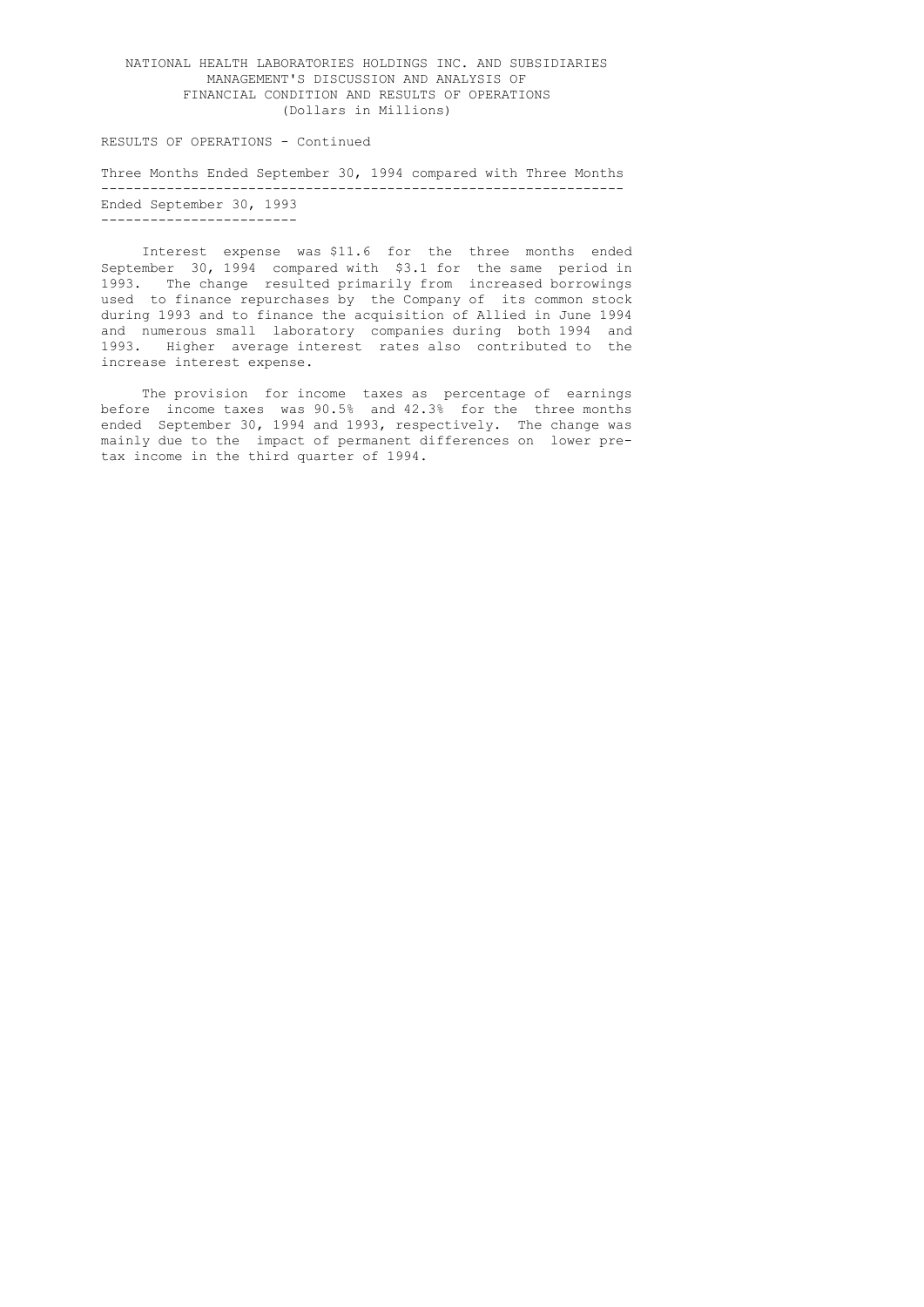NATIONAL HEALTH LABORATORIES HOLDINGS INC. AND SUBSIDIARIES
MANAGEMENT'S DISCUSSION AND ANALYSIS OF
FINANCIAL CONDITION AND RESULTS OF OPERATIONS
(Dollars in Millions)

RESULTS OF OPERATIONS - Continued

Three Months Ended September 30, 1994 compared with Three Months Ended September 30, 1993

Interest expense was $11.6 for the three months ended September 30, 1994 compared with $3.1 for the same period in 1993. The change resulted primarily from increased borrowings used to finance repurchases by the Company of its common stock during 1993 and to finance the acquisition of Allied in June 1994 and numerous small laboratory companies during both 1994 and 1993. Higher average interest rates also contributed to the increase interest expense.

The provision for income taxes as percentage of earnings before income taxes was 90.5% and 42.3% for the three months ended September 30, 1994 and 1993, respectively. The change was mainly due to the impact of permanent differences on lower pre-tax income in the third quarter of 1994.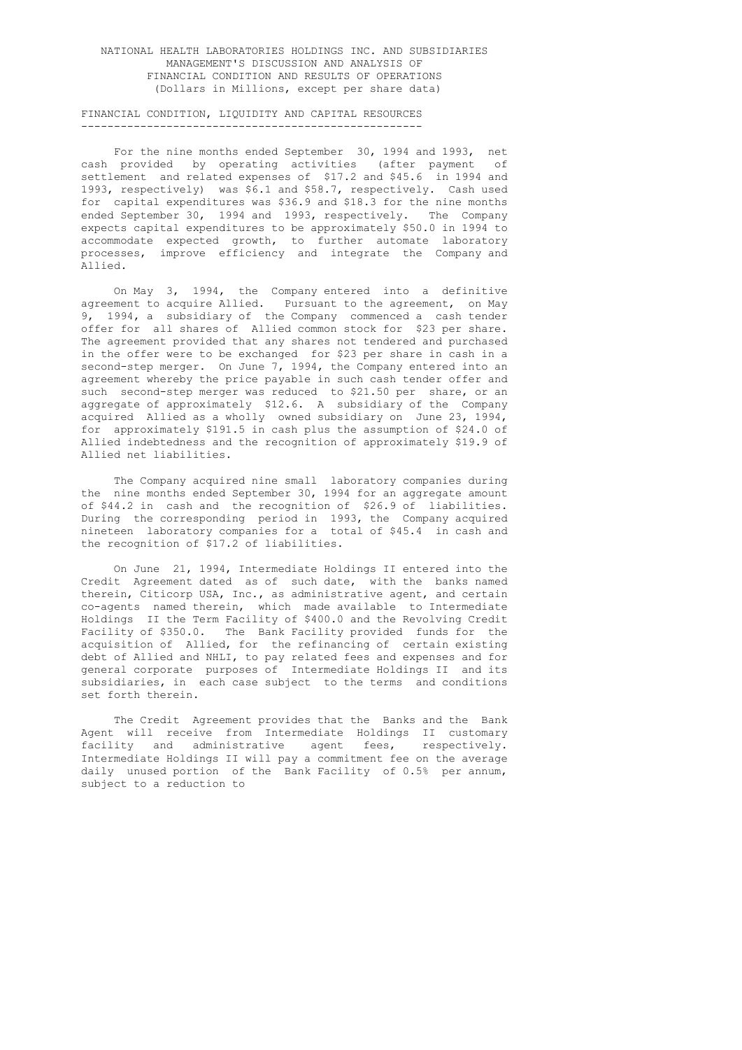NATIONAL HEALTH LABORATORIES HOLDINGS INC. AND SUBSIDIARIES
MANAGEMENT'S DISCUSSION AND ANALYSIS OF
FINANCIAL CONDITION AND RESULTS OF OPERATIONS
(Dollars in Millions, except per share data)

## FINANCIAL CONDITION, LIQUIDITY AND CAPITAL RESOURCES

For the nine months ended September 30, 1994 and 1993, net cash provided by operating activities (after payment of settlement and related expenses of $17.2 and $45.6 in 1994 and 1993, respectively) was $6.1 and $58.7, respectively. Cash used for capital expenditures was $36.9 and $18.3 for the nine months ended September 30, 1994 and 1993, respectively. The Company expects capital expenditures to be approximately $50.0 in 1994 to accommodate expected growth, to further automate laboratory processes, improve efficiency and integrate the Company and Allied.

On May 3, 1994, the Company entered into a definitive agreement to acquire Allied. Pursuant to the agreement, on May 9, 1994, a subsidiary of the Company commenced a cash tender offer for all shares of Allied common stock for $23 per share. The agreement provided that any shares not tendered and purchased in the offer were to be exchanged for $23 per share in cash in a second-step merger. On June 7, 1994, the Company entered into an agreement whereby the price payable in such cash tender offer and such second-step merger was reduced to $21.50 per share, or an aggregate of approximately $12.6. A subsidiary of the Company acquired Allied as a wholly owned subsidiary on June 23, 1994, for approximately $191.5 in cash plus the assumption of $24.0 of Allied indebtedness and the recognition of approximately $19.9 of Allied net liabilities.

The Company acquired nine small laboratory companies during the nine months ended September 30, 1994 for an aggregate amount of $44.2 in cash and the recognition of $26.9 of liabilities. During the corresponding period in 1993, the Company acquired nineteen laboratory companies for a total of $45.4 in cash and the recognition of $17.2 of liabilities.

On June 21, 1994, Intermediate Holdings II entered into the Credit Agreement dated as of such date, with the banks named therein, Citicorp USA, Inc., as administrative agent, and certain co-agents named therein, which made available to Intermediate Holdings II the Term Facility of $400.0 and the Revolving Credit Facility of $350.0. The Bank Facility provided funds for the acquisition of Allied, for the refinancing of certain existing debt of Allied and NHLI, to pay related fees and expenses and for general corporate purposes of Intermediate Holdings II and its subsidiaries, in each case subject to the terms and conditions set forth therein.

The Credit Agreement provides that the Banks and the Bank Agent will receive from Intermediate Holdings II customary facility and administrative agent fees, respectively. Intermediate Holdings II will pay a commitment fee on the average daily unused portion of the Bank Facility of 0.5% per annum, subject to a reduction to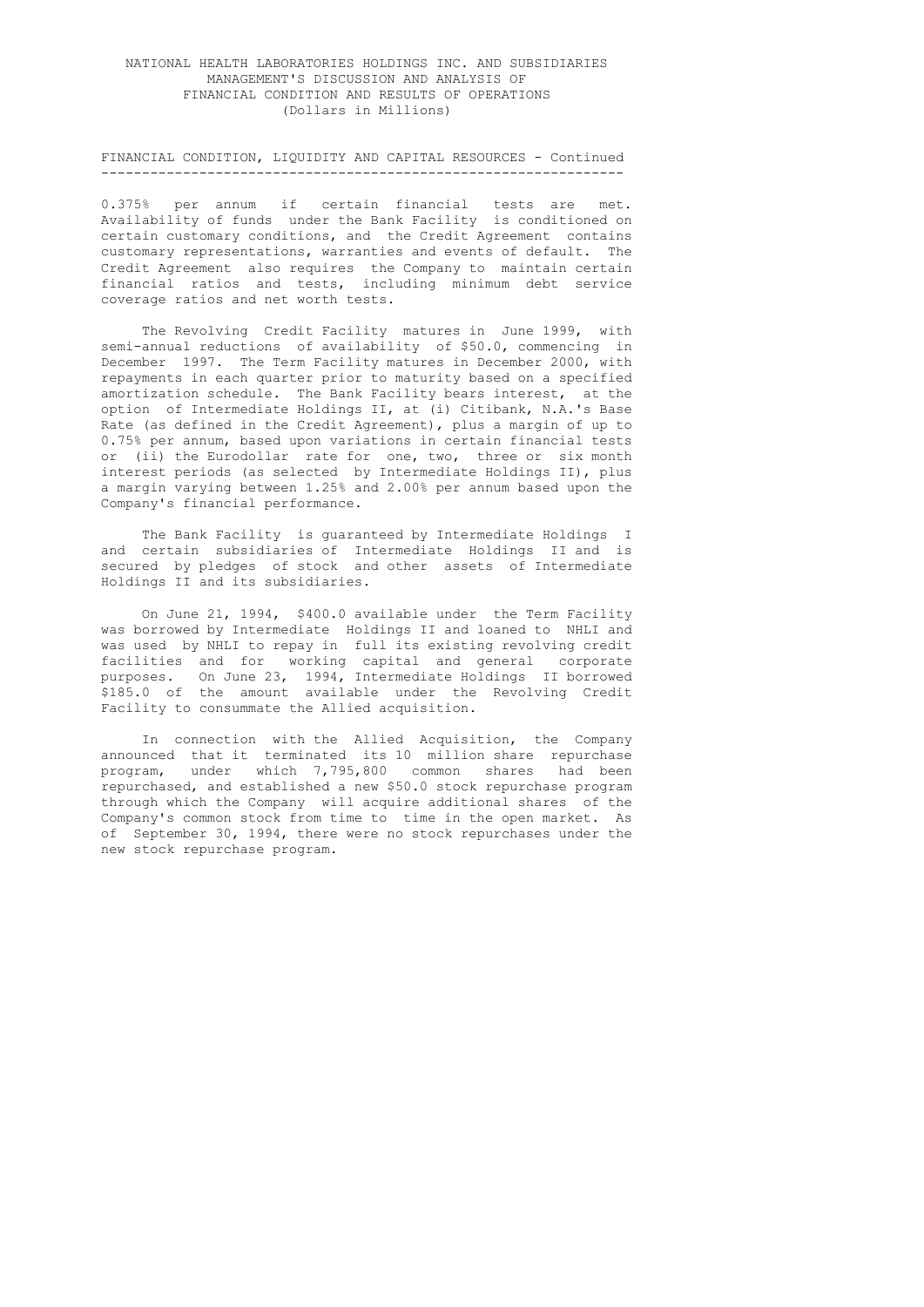NATIONAL HEALTH LABORATORIES HOLDINGS INC. AND SUBSIDIARIES
MANAGEMENT'S DISCUSSION AND ANALYSIS OF
FINANCIAL CONDITION AND RESULTS OF OPERATIONS
(Dollars in Millions)

## FINANCIAL CONDITION, LIQUIDITY AND CAPITAL RESOURCES - Continued

0.375% per annum if certain financial tests are met. Availability of funds under the Bank Facility is conditioned on certain customary conditions, and the Credit Agreement contains customary representations, warranties and events of default. The Credit Agreement also requires the Company to maintain certain financial ratios and tests, including minimum debt service coverage ratios and net worth tests.

The Revolving Credit Facility matures in June 1999, with semi-annual reductions of availability of $50.0, commencing in December 1997. The Term Facility matures in December 2000, with repayments in each quarter prior to maturity based on a specified amortization schedule. The Bank Facility bears interest, at the option of Intermediate Holdings II, at (i) Citibank, N.A.'s Base Rate (as defined in the Credit Agreement), plus a margin of up to 0.75% per annum, based upon variations in certain financial tests or (ii) the Eurodollar rate for one, two, three or six month interest periods (as selected by Intermediate Holdings II), plus a margin varying between 1.25% and 2.00% per annum based upon the Company's financial performance.

The Bank Facility is guaranteed by Intermediate Holdings I and certain subsidiaries of Intermediate Holdings II and is secured by pledges of stock and other assets of Intermediate Holdings II and its subsidiaries.

On June 21, 1994, $400.0 available under the Term Facility was borrowed by Intermediate Holdings II and loaned to NHLI and was used by NHLI to repay in full its existing revolving credit facilities and for working capital and general corporate purposes. On June 23, 1994, Intermediate Holdings II borrowed $185.0 of the amount available under the Revolving Credit Facility to consummate the Allied acquisition.

In connection with the Allied Acquisition, the Company announced that it terminated its 10 million share repurchase program, under which 7,795,800 common shares had been repurchased, and established a new $50.0 stock repurchase program through which the Company will acquire additional shares of the Company's common stock from time to time in the open market. As of September 30, 1994, there were no stock repurchases under the new stock repurchase program.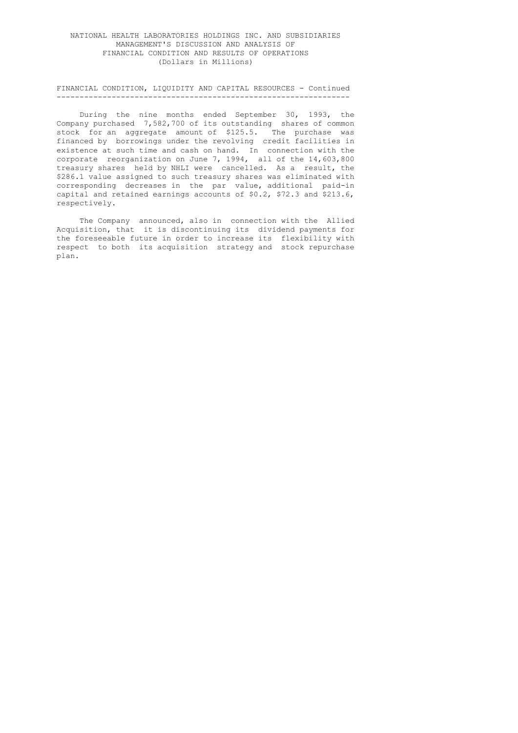NATIONAL HEALTH LABORATORIES HOLDINGS INC. AND SUBSIDIARIES
MANAGEMENT'S DISCUSSION AND ANALYSIS OF
FINANCIAL CONDITION AND RESULTS OF OPERATIONS
(Dollars in Millions)

## FINANCIAL CONDITION, LIQUIDITY AND CAPITAL RESOURCES - Continued

During the nine months ended September 30, 1993, the Company purchased 7,582,700 of its outstanding shares of common stock for an aggregate amount of $125.5. The purchase was financed by borrowings under the revolving credit facilities in existence at such time and cash on hand. In connection with the corporate reorganization on June 7, 1994, all of the 14,603,800 treasury shares held by NHLI were cancelled. As a result, the $286.1 value assigned to such treasury shares was eliminated with corresponding decreases in the par value, additional paid-in capital and retained earnings accounts of $0.2, $72.3 and $213.6, respectively.

The Company announced, also in connection with the Allied Acquisition, that it is discontinuing its dividend payments for the foreseeable future in order to increase its flexibility with respect to both its acquisition strategy and stock repurchase plan.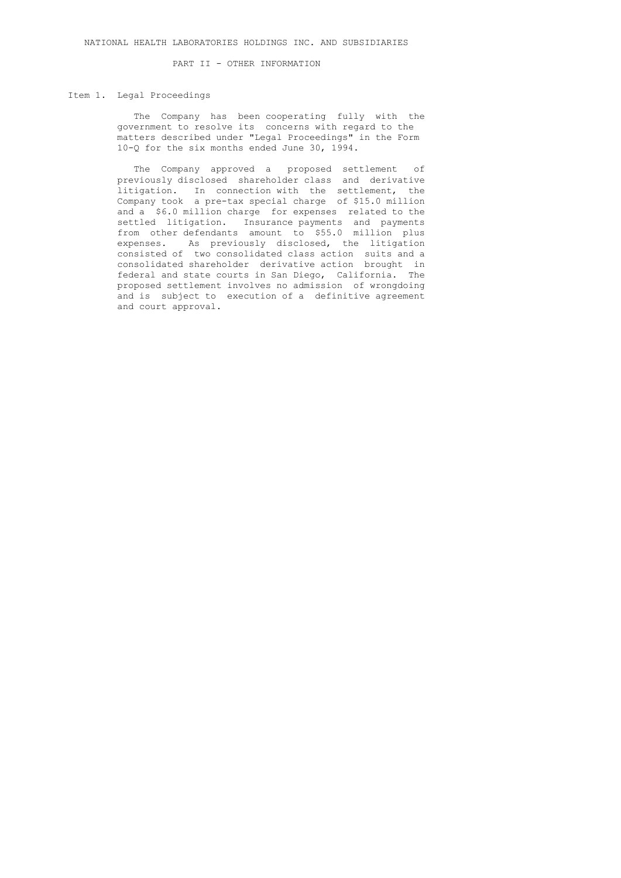NATIONAL HEALTH LABORATORIES HOLDINGS INC. AND SUBSIDIARIES

PART II - OTHER INFORMATION

## Item 1. Legal Proceedings

The Company has been cooperating fully with the government to resolve its concerns with regard to the matters described under "Legal Proceedings" in the Form 10-Q for the six months ended June 30, 1994.

The Company approved a proposed settlement of previously disclosed shareholder class and derivative litigation. In connection with the settlement, the Company took a pre-tax special charge of $15.0 million and a $6.0 million charge for expenses related to the settled litigation. Insurance payments and payments from other defendants amount to $55.0 million plus expenses. As previously disclosed, the litigation consisted of two consolidated class action suits and a consolidated shareholder derivative action brought in federal and state courts in San Diego, California. The proposed settlement involves no admission of wrongdoing and is subject to execution of a definitive agreement and court approval.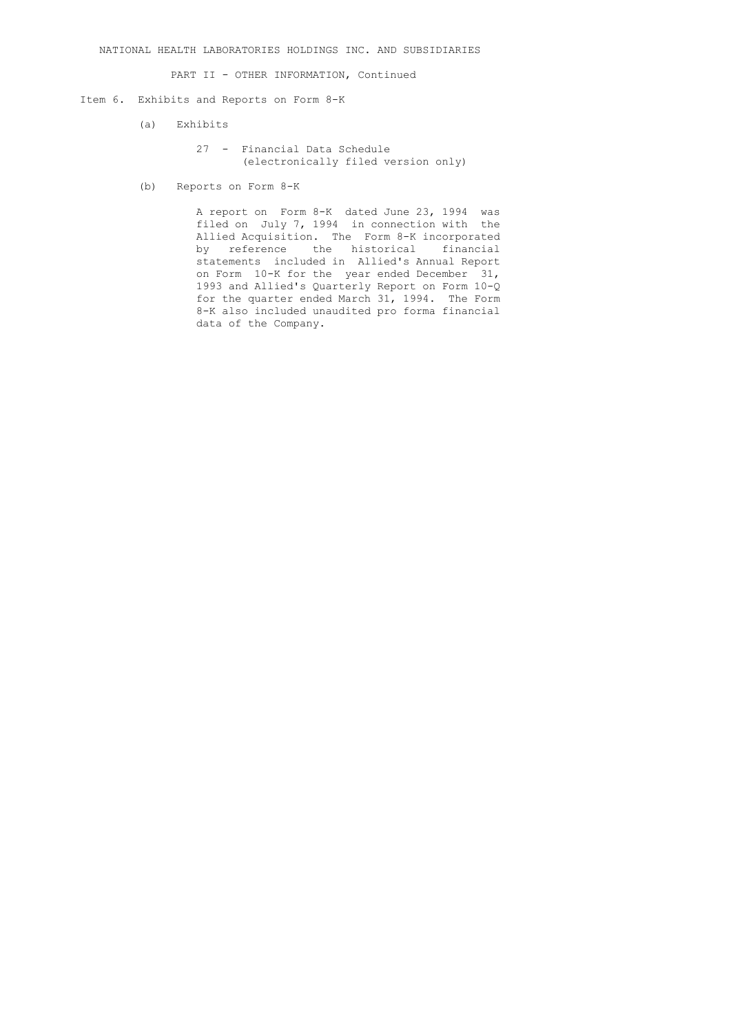NATIONAL HEALTH LABORATORIES HOLDINGS INC. AND SUBSIDIARIES

PART II - OTHER INFORMATION, Continued

Item 6. Exhibits and Reports on Form 8-K

(a) Exhibits

27 - Financial Data Schedule (electronically filed version only)

(b) Reports on Form 8-K

A report on Form 8-K dated June 23, 1994 was filed on July 7, 1994 in connection with the Allied Acquisition. The Form 8-K incorporated by reference the historical financial statements included in Allied's Annual Report on Form 10-K for the year ended December 31, 1993 and Allied's Quarterly Report on Form 10-Q for the quarter ended March 31, 1994. The Form 8-K also included unaudited pro forma financial data of the Company.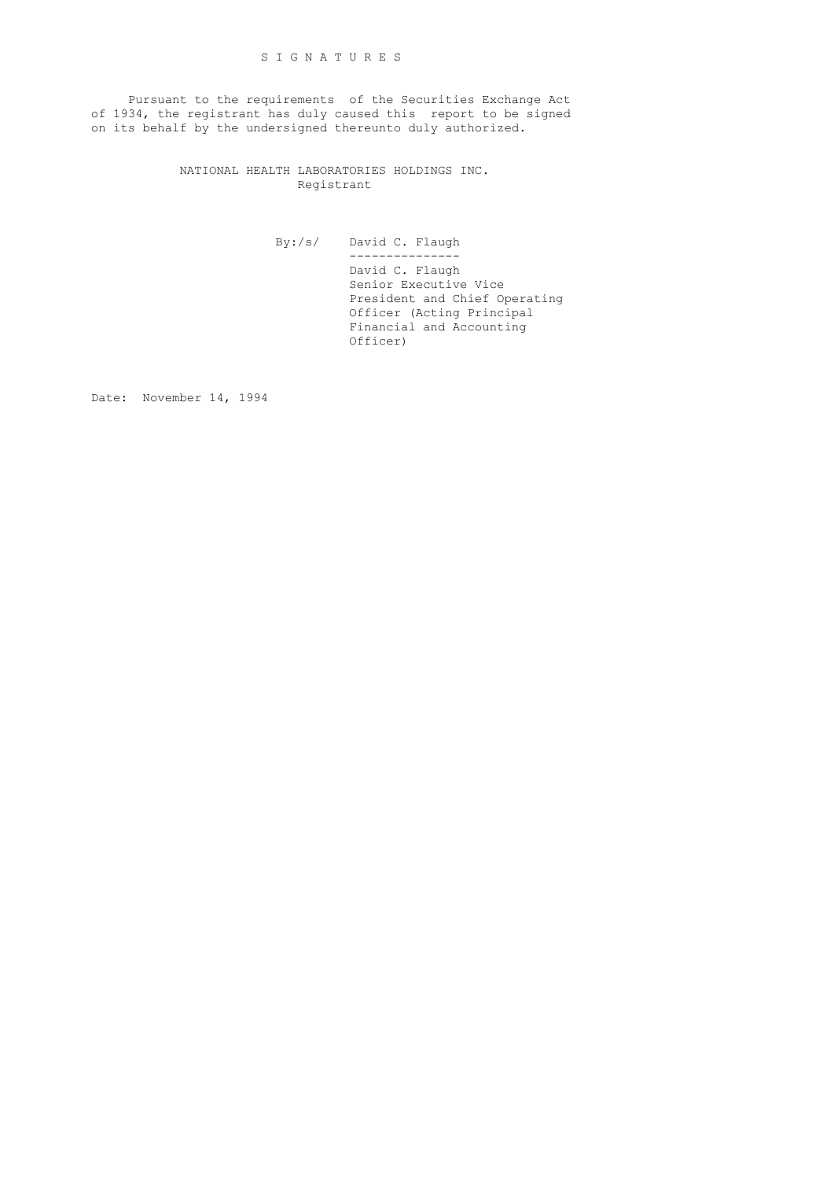## S I G N A T U R E S

Pursuant to the requirements of the Securities Exchange Act of 1934, the registrant has duly caused this report to be signed on its behalf by the undersigned thereunto duly authorized.

NATIONAL HEALTH LABORATORIES HOLDINGS INC.
Registrant

By:/s/ David C. Flaugh
---------------
David C. Flaugh
Senior Executive Vice President and Chief Operating Officer (Acting Principal Financial and Accounting Officer)

Date: November 14, 1994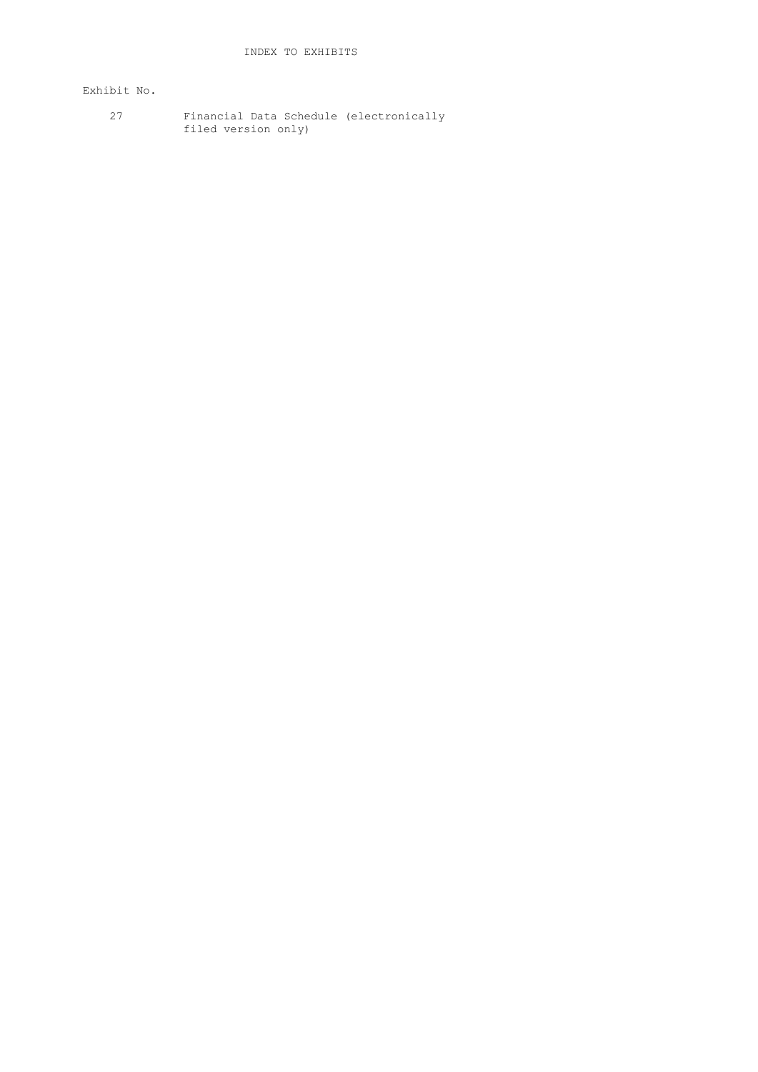# INDEX TO EXHIBITS

| Exhibit No. | |
|---|---|
| 27 | Financial Data Schedule (electronically filed version only) |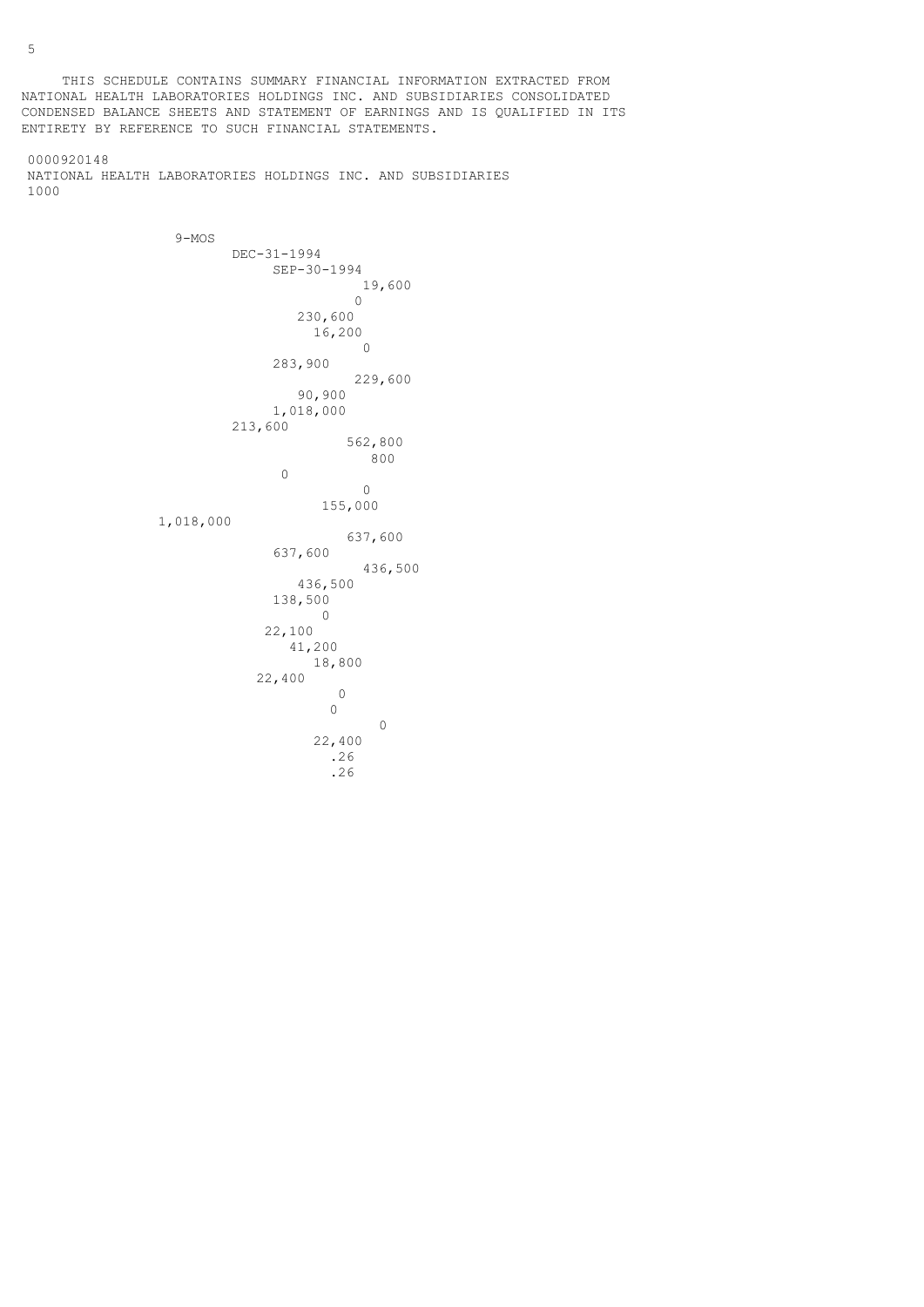THIS SCHEDULE CONTAINS SUMMARY FINANCIAL INFORMATION EXTRACTED FROM NATIONAL HEALTH LABORATORIES HOLDINGS INC. AND SUBSIDIARIES CONSOLIDATED CONDENSED BALANCE SHEETS AND STATEMENT OF EARNINGS AND IS QUALIFIED IN ITS ENTIRETY BY REFERENCE TO SUCH FINANCIAL STATEMENTS.

0000920148
NATIONAL HEALTH LABORATORIES HOLDINGS INC. AND SUBSIDIARIES
1000

```
                9-MOS
                       DEC-31-1994
                            SEP-30-1994
                                        19,600
                                             0
                                 230,600
                                      16,200
                                             0
                            283,900
                                       229,600
                                 90,900
                            1,018,000
                       213,600
                                     562,800
                                         800
                              0
                                             0
                                    155,000
              1,018,000
                                     637,600
                            637,600
                                       436,500
                                 436,500
                            138,500
                                 0
                         22,100
                               41,200
                                    18,800
                          22,400
                                   0
                                  0
                                        0
                                   22,400
                                      .26
                                      .26
```